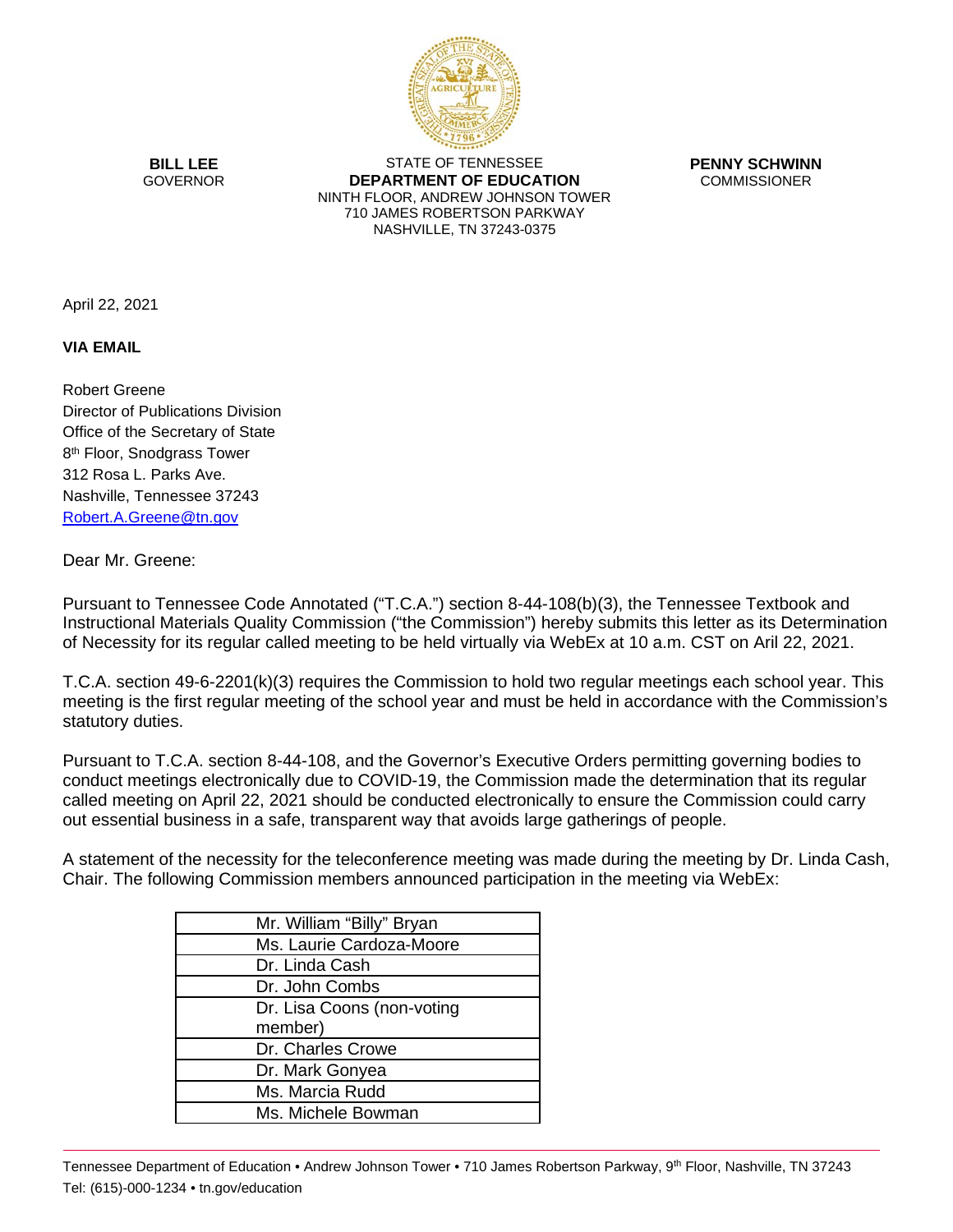**BILL LEE**
GOVERNOR

STATE OF TENNESSEE
**DEPARTMENT OF EDUCATION**
NINTH FLOOR, ANDREW JOHNSON TOWER
710 JAMES ROBERTSON PARKWAY
NASHVILLE, TN 37243-0375

**PENNY SCHWINN**
COMMISSIONER

April 22, 2021

**VIA EMAIL**

Robert Greene
Director of Publications Division
Office of the Secretary of State
8th Floor, Snodgrass Tower
312 Rosa L. Parks Ave.
Nashville, Tennessee 37243
Robert.A.Greene@tn.gov

Dear Mr. Greene:

Pursuant to Tennessee Code Annotated ("T.C.A.") section 8-44-108(b)(3), the Tennessee Textbook and Instructional Materials Quality Commission ("the Commission") hereby submits this letter as its Determination of Necessity for its regular called meeting to be held virtually via WebEx at 10 a.m. CST on Aril 22, 2021.

T.C.A. section 49-6-2201(k)(3) requires the Commission to hold two regular meetings each school year. This meeting is the first regular meeting of the school year and must be held in accordance with the Commission's statutory duties.

Pursuant to T.C.A. section 8-44-108, and the Governor's Executive Orders permitting governing bodies to conduct meetings electronically due to COVID-19, the Commission made the determination that its regular called meeting on April 22, 2021 should be conducted electronically to ensure the Commission could carry out essential business in a safe, transparent way that avoids large gatherings of people.

A statement of the necessity for the teleconference meeting was made during the meeting by Dr. Linda Cash, Chair. The following Commission members announced participation in the meeting via WebEx:

| Members |
| --- |
| Mr. William "Billy" Bryan |
| Ms. Laurie Cardoza-Moore |
| Dr. Linda Cash |
| Dr. John Combs |
| Dr. Lisa Coons (non-voting member) |
| Dr. Charles Crowe |
| Dr. Mark Gonyea |
| Ms. Marcia Rudd |
| Ms. Michele Bowman |

Tennessee Department of Education • Andrew Johnson Tower • 710 James Robertson Parkway, 9th Floor, Nashville, TN 37243
Tel: (615)-000-1234 • tn.gov/education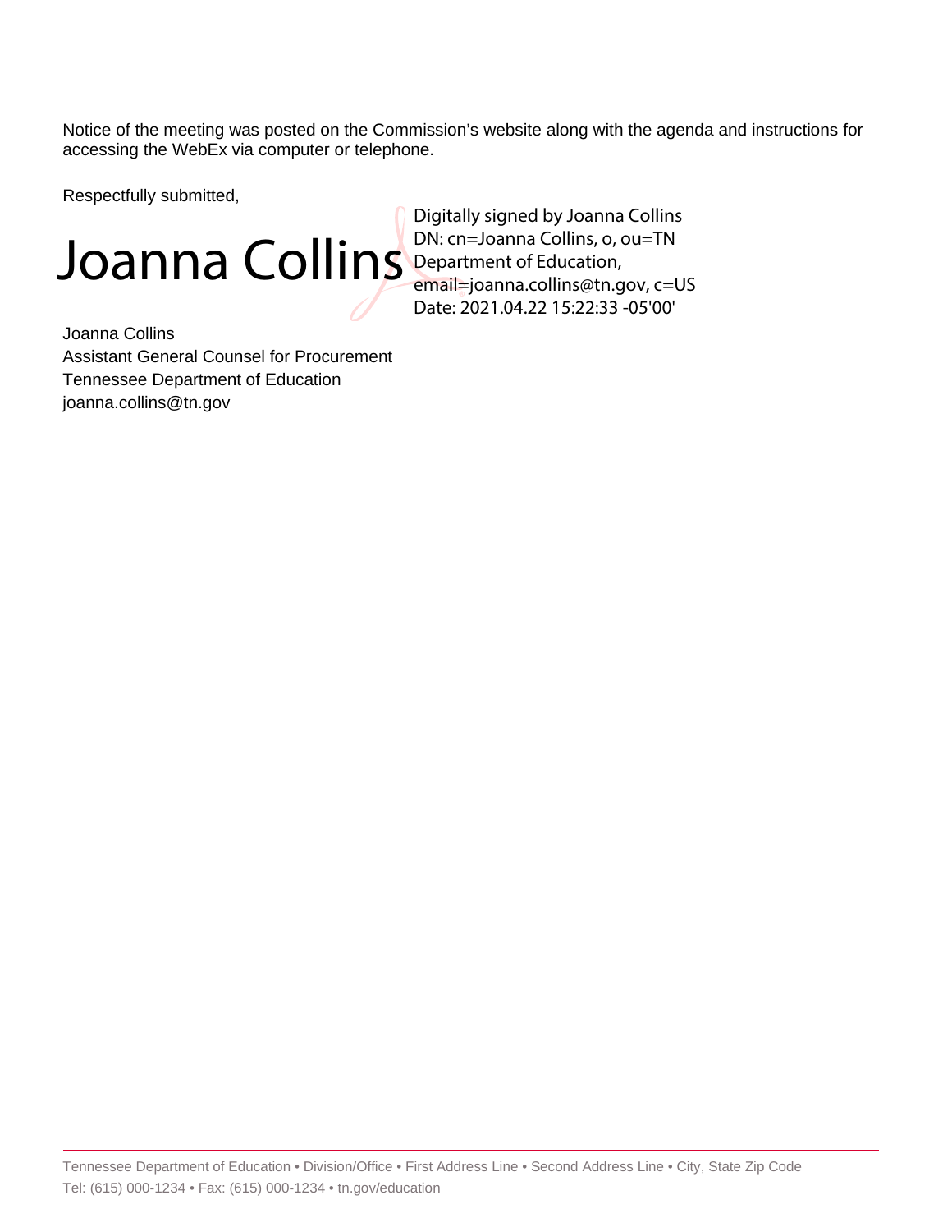Notice of the meeting was posted on the Commission's website along with the agenda and instructions for accessing the WebEx via computer or telephone.

Respectfully submitted,

Joanna Collins

Digitally signed by Joanna Collins
DN: cn=Joanna Collins, o, ou=TN Department of Education, email=joanna.collins@tn.gov, c=US
Date: 2021.04.22 15:22:33 -05'00'

Joanna Collins
Assistant General Counsel for Procurement
Tennessee Department of Education
joanna.collins@tn.gov

Tennessee Department of Education • Division/Office • First Address Line • Second Address Line • City, State Zip Code
Tel: (615) 000-1234 • Fax: (615) 000-1234 • tn.gov/education